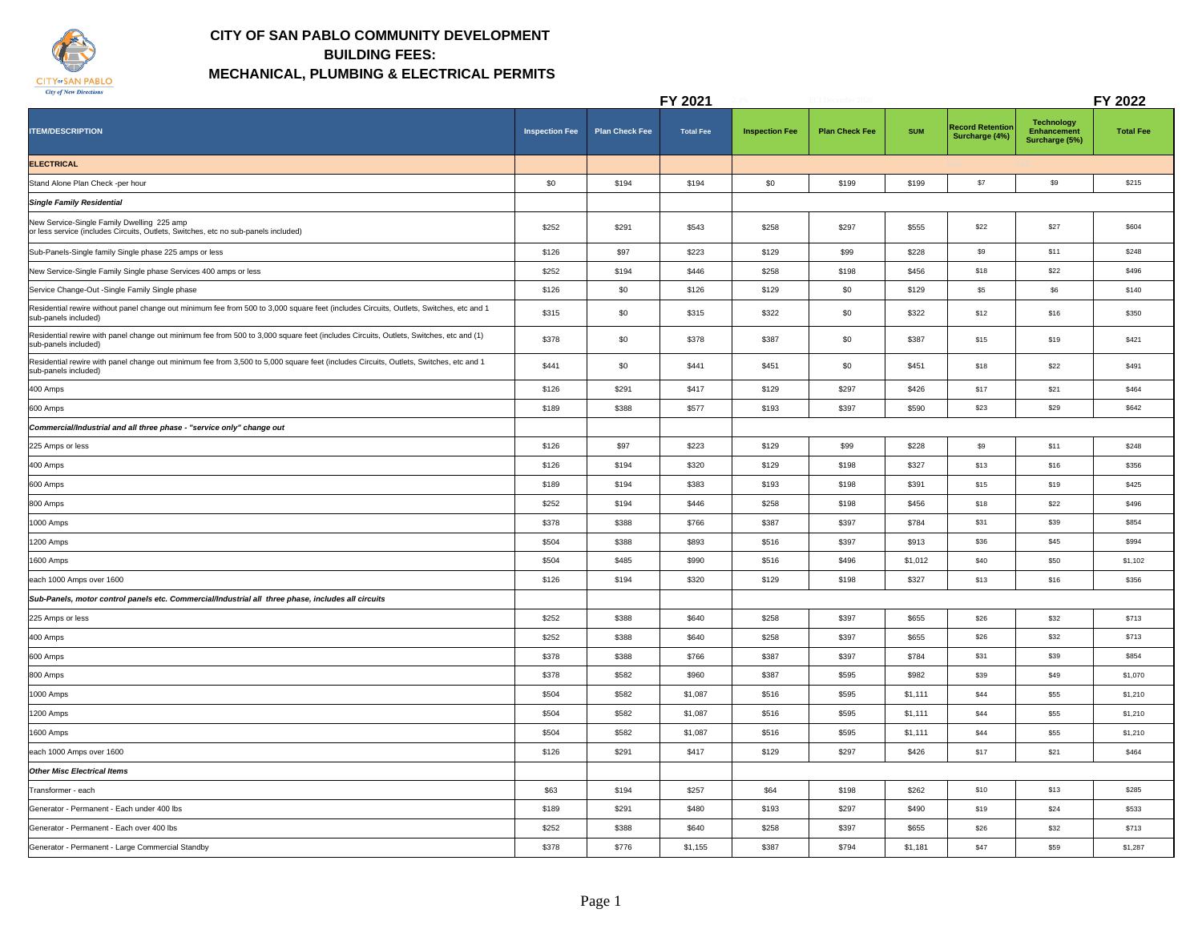# CITY OF SAN PABLO COMMUNITY DEVELOPMENT
## BUILDING FEES:
## MECHANICAL, PLUMBING & ELECTRICAL PERMITS

| | FY 2021 | | | FY 2022 | | | | | |
|---|---|---|---|---|---|---|---|---|---|
| **ITEM/DESCRIPTION** | **Inspection Fee** | **Plan Check Fee** | **Total Fee** | **Inspection Fee** | **Plan Check Fee** | **SUM** | **Record Retention Surcharge (4%)** | **Technology Enhancement Surcharge (5%)** | **Total Fee** |
| **ELECTRICAL** | | | | | | | | | |
| Stand Alone Plan Check -per hour | $0 | $194 | $194 | $0 | $199 | $199 | $7 | $9 | $215 |
| ***Single Family Residential*** | | | | | | | | | |
| New Service-Single Family Dwelling 225 amp or less service (includes Circuits, Outlets, Switches, etc no sub-panels included) | $252 | $291 | $543 | $258 | $297 | $555 | $22 | $27 | $604 |
| Sub-Panels-Single family Single phase 225 amps or less | $126 | $97 | $223 | $129 | $99 | $228 | $9 | $11 | $248 |
| New Service-Single Family Single phase Services 400 amps or less | $252 | $194 | $446 | $258 | $198 | $456 | $18 | $22 | $496 |
| Service Change-Out -Single Family Single phase | $126 | $0 | $126 | $129 | $0 | $129 | $5 | $6 | $140 |
| Residential rewire without panel change out minimum fee from 500 to 3,000 square feet (includes Circuits, Outlets, Switches, etc and 1 sub-panels included) | $315 | $0 | $315 | $322 | $0 | $322 | $12 | $16 | $350 |
| Residential rewire with panel change out minimum fee from 500 to 3,000 square feet (includes Circuits, Outlets, Switches, etc and (1) sub-panels included) | $378 | $0 | $378 | $387 | $0 | $387 | $15 | $19 | $421 |
| Residential rewire with panel change out minimum fee from 3,500 to 5,000 square feet (includes Circuits, Outlets, Switches, etc and 1 sub-panels included) | $441 | $0 | $441 | $451 | $0 | $451 | $18 | $22 | $491 |
| 400 Amps | $126 | $291 | $417 | $129 | $297 | $426 | $17 | $21 | $464 |
| 600 Amps | $189 | $388 | $577 | $193 | $397 | $590 | $23 | $29 | $642 |
| ***Commercial/Industrial and all three phase - "service only" change out*** | | | | | | | | | |
| 225 Amps or less | $126 | $97 | $223 | $129 | $99 | $228 | $9 | $11 | $248 |
| 400 Amps | $126 | $194 | $320 | $129 | $198 | $327 | $13 | $16 | $356 |
| 600 Amps | $189 | $194 | $383 | $193 | $198 | $391 | $15 | $19 | $425 |
| 800 Amps | $252 | $194 | $446 | $258 | $198 | $456 | $18 | $22 | $496 |
| 1000 Amps | $378 | $388 | $766 | $387 | $397 | $784 | $31 | $39 | $854 |
| 1200 Amps | $504 | $388 | $893 | $516 | $397 | $913 | $36 | $45 | $994 |
| 1600 Amps | $504 | $485 | $990 | $516 | $496 | $1,012 | $40 | $50 | $1,102 |
| each 1000 Amps over 1600 | $126 | $194 | $320 | $129 | $198 | $327 | $13 | $16 | $356 |
| ***Sub-Panels, motor control panels etc. Commercial/Industrial all three phase, includes all circuits*** | | | | | | | | | |
| 225 Amps or less | $252 | $388 | $640 | $258 | $397 | $655 | $26 | $32 | $713 |
| 400 Amps | $252 | $388 | $640 | $258 | $397 | $655 | $26 | $32 | $713 |
| 600 Amps | $378 | $388 | $766 | $387 | $397 | $784 | $31 | $39 | $854 |
| 800 Amps | $378 | $582 | $960 | $387 | $595 | $982 | $39 | $49 | $1,070 |
| 1000 Amps | $504 | $582 | $1,087 | $516 | $595 | $1,111 | $44 | $55 | $1,210 |
| 1200 Amps | $504 | $582 | $1,087 | $516 | $595 | $1,111 | $44 | $55 | $1,210 |
| 1600 Amps | $504 | $582 | $1,087 | $516 | $595 | $1,111 | $44 | $55 | $1,210 |
| each 1000 Amps over 1600 | $126 | $291 | $417 | $129 | $297 | $426 | $17 | $21 | $464 |
| ***Other Misc Electrical Items*** | | | | | | | | | |
| Transformer - each | $63 | $194 | $257 | $64 | $198 | $262 | $10 | $13 | $285 |
| Generator - Permanent - Each under 400 lbs | $189 | $291 | $480 | $193 | $297 | $490 | $19 | $24 | $533 |
| Generator - Permanent - Each over 400 lbs | $252 | $388 | $640 | $258 | $397 | $655 | $26 | $32 | $713 |
| Generator - Permanent - Large Commercial Standby | $378 | $776 | $1,155 | $387 | $794 | $1,181 | $47 | $59 | $1,287 |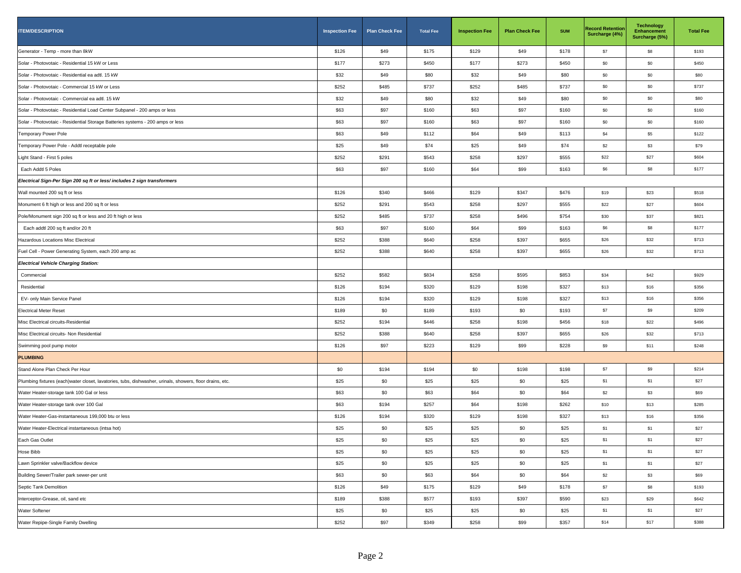| ITEM/DESCRIPTION | Inspection Fee | Plan Check Fee | Total Fee | Inspection Fee | Plan Check Fee | SUM | Record Retention Surcharge (4%) | Technology Enhancement Surcharge (5%) | Total Fee |
|---|---|---|---|---|---|---|---|---|---|
| Generator - Temp - more than 8kW | $126 | $49 | $175 | $129 | $49 | $178 | $7 | $8 | $193 |
| Solar - Photovotaic - Residential 15 kW or Less | $177 | $273 | $450 | $177 | $273 | $450 | $0 | $0 | $450 |
| Solar - Photovotaic - Residential ea adtl. 15 kW | $32 | $49 | $80 | $32 | $49 | $80 | $0 | $0 | $80 |
| Solar - Photovotaic - Commercial 15 kW or Less | $252 | $485 | $737 | $252 | $485 | $737 | $0 | $0 | $737 |
| Solar - Photovotaic - Commercial ea adtl. 15 kW | $32 | $49 | $80 | $32 | $49 | $80 | $0 | $0 | $80 |
| Solar - Photovotaic - Residential Load Center Subpanel - 200 amps or less | $63 | $97 | $160 | $63 | $97 | $160 | $0 | $0 | $160 |
| Solar - Photovotaic - Residential Storage Batteries systems - 200 amps or less | $63 | $97 | $160 | $63 | $97 | $160 | $0 | $0 | $160 |
| Temporary Power Pole | $63 | $49 | $112 | $64 | $49 | $113 | $4 | $5 | $122 |
| Temporary Power Pole - Addtl receptable pole | $25 | $49 | $74 | $25 | $49 | $74 | $2 | $3 | $79 |
| Light Stand - First 5 poles | $252 | $291 | $543 | $258 | $297 | $555 | $22 | $27 | $604 |
| Each Addtl 5 Poles | $63 | $97 | $160 | $64 | $99 | $163 | $6 | $8 | $177 |
| ***Electrical Sign-Per Sign 200 sq ft or less/ includes 2 sign transformers*** | | | | | | | | | |
| Wall mounted 200 sq ft or less | $126 | $340 | $466 | $129 | $347 | $476 | $19 | $23 | $518 |
| Monument 6 ft high or less and 200 sq ft or less | $252 | $291 | $543 | $258 | $297 | $555 | $22 | $27 | $604 |
| Pole/Monument sign 200 sq ft or less and 20 ft high or less | $252 | $485 | $737 | $258 | $496 | $754 | $30 | $37 | $821 |
| Each addtl 200 sq ft and/or 20 ft | $63 | $97 | $160 | $64 | $99 | $163 | $6 | $8 | $177 |
| Hazardous Locations Misc Electrical | $252 | $388 | $640 | $258 | $397 | $655 | $26 | $32 | $713 |
| Fuel Cell - Power Generating System, each 200 amp ac | $252 | $388 | $640 | $258 | $397 | $655 | $26 | $32 | $713 |
| ***Electrical Vehicle Charging Station:*** | | | | | | | | | |
| Commercial | $252 | $582 | $834 | $258 | $595 | $853 | $34 | $42 | $929 |
| Residential | $126 | $194 | $320 | $129 | $198 | $327 | $13 | $16 | $356 |
| EV- only Main Service Panel | $126 | $194 | $320 | $129 | $198 | $327 | $13 | $16 | $356 |
| Electrical Meter Reset | $189 | $0 | $189 | $193 | $0 | $193 | $7 | $9 | $209 |
| Misc Electrical circuits-Residential | $252 | $194 | $446 | $258 | $198 | $456 | $18 | $22 | $496 |
| Misc Electrical circuits- Non Residential | $252 | $388 | $640 | $258 | $397 | $655 | $26 | $32 | $713 |
| Swimming pool pump motor | $126 | $97 | $223 | $129 | $99 | $228 | $9 | $11 | $248 |
| **PLUMBING** | | | | | | | | | |
| Stand Alone Plan Check Per Hour | $0 | $194 | $194 | $0 | $198 | $198 | $7 | $9 | $214 |
| Plumbing fixtures (each)water closet, lavatories, tubs, dishwasher, urinals, showers, floor drains, etc. | $25 | $0 | $25 | $25 | $0 | $25 | $1 | $1 | $27 |
| Water Heater-storage tank 100 Gal or less | $63 | $0 | $63 | $64 | $0 | $64 | $2 | $3 | $69 |
| Water Heater-storage tank over 100 Gal | $63 | $194 | $257 | $64 | $198 | $262 | $10 | $13 | $285 |
| Water Heater-Gas-instantaneous 199,000 btu or less | $126 | $194 | $320 | $129 | $198 | $327 | $13 | $16 | $356 |
| Water Heater-Electrical instantaneous (intsa hot) | $25 | $0 | $25 | $25 | $0 | $25 | $1 | $1 | $27 |
| Each Gas Outlet | $25 | $0 | $25 | $25 | $0 | $25 | $1 | $1 | $27 |
| Hose Bibb | $25 | $0 | $25 | $25 | $0 | $25 | $1 | $1 | $27 |
| Lawn Sprinkler valve/Backflow device | $25 | $0 | $25 | $25 | $0 | $25 | $1 | $1 | $27 |
| Building Sewer/Trailer park sewer-per unit | $63 | $0 | $63 | $64 | $0 | $64 | $2 | $3 | $69 |
| Septic Tank Demolition | $126 | $49 | $175 | $129 | $49 | $178 | $7 | $8 | $193 |
| Interceptor-Grease, oil, sand etc | $189 | $388 | $577 | $193 | $397 | $590 | $23 | $29 | $642 |
| Water Softener | $25 | $0 | $25 | $25 | $0 | $25 | $1 | $1 | $27 |
| Water Repipe-Single Family Dwelling | $252 | $97 | $349 | $258 | $99 | $357 | $14 | $17 | $388 |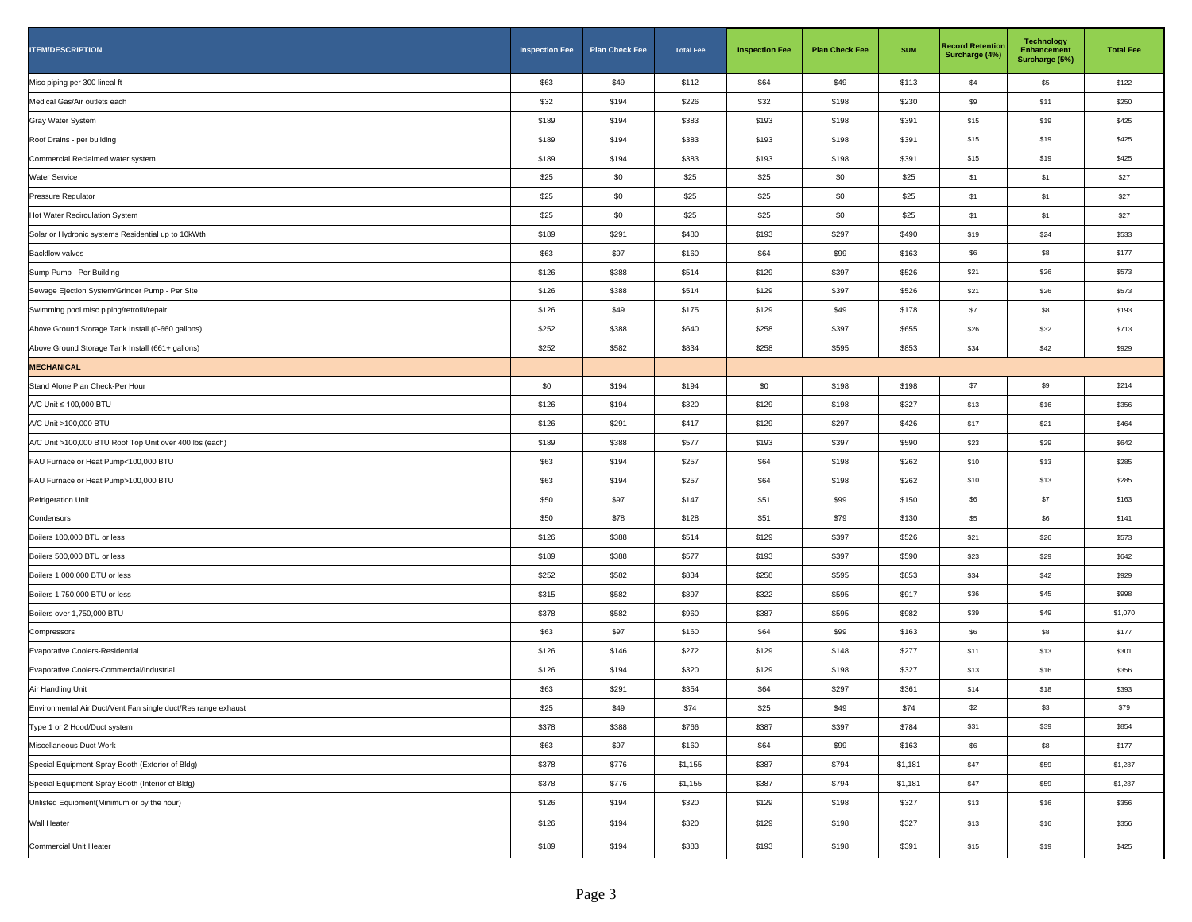| ITEM/DESCRIPTION | Inspection Fee | Plan Check Fee | Total Fee | Inspection Fee | Plan Check Fee | SUM | Record Retention Surcharge (4%) | Technology Enhancement Surcharge (5%) | Total Fee |
|---|---|---|---|---|---|---|---|---|---|
| Misc piping per 300 lineal ft | $63 | $49 | $112 | $64 | $49 | $113 | $4 | $5 | $122 |
| Medical Gas/Air outlets each | $32 | $194 | $226 | $32 | $198 | $230 | $9 | $11 | $250 |
| Gray Water System | $189 | $194 | $383 | $193 | $198 | $391 | $15 | $19 | $425 |
| Roof Drains - per building | $189 | $194 | $383 | $193 | $198 | $391 | $15 | $19 | $425 |
| Commercial Reclaimed water system | $189 | $194 | $383 | $193 | $198 | $391 | $15 | $19 | $425 |
| Water Service | $25 | $0 | $25 | $25 | $0 | $25 | $1 | $1 | $27 |
| Pressure Regulator | $25 | $0 | $25 | $25 | $0 | $25 | $1 | $1 | $27 |
| Hot Water Recirculation System | $25 | $0 | $25 | $25 | $0 | $25 | $1 | $1 | $27 |
| Solar or Hydronic systems Residential up to 10kWth | $189 | $291 | $480 | $193 | $297 | $490 | $19 | $24 | $533 |
| Backflow valves | $63 | $97 | $160 | $64 | $99 | $163 | $6 | $8 | $177 |
| Sump Pump - Per Building | $126 | $388 | $514 | $129 | $397 | $526 | $21 | $26 | $573 |
| Sewage Ejection System/Grinder Pump - Per Site | $126 | $388 | $514 | $129 | $397 | $526 | $21 | $26 | $573 |
| Swimming pool misc piping/retrofit/repair | $126 | $49 | $175 | $129 | $49 | $178 | $7 | $8 | $193 |
| Above Ground Storage Tank Install (0-660 gallons) | $252 | $388 | $640 | $258 | $397 | $655 | $26 | $32 | $713 |
| Above Ground Storage Tank Install (661+ gallons) | $252 | $582 | $834 | $258 | $595 | $853 | $34 | $42 | $929 |
| **MECHANICAL** | | | | | | | | | |
| Stand Alone Plan Check-Per Hour | $0 | $194 | $194 | $0 | $198 | $198 | $7 | $9 | $214 |
| A/C Unit ≤ 100,000 BTU | $126 | $194 | $320 | $129 | $198 | $327 | $13 | $16 | $356 |
| A/C Unit >100,000 BTU | $126 | $291 | $417 | $129 | $297 | $426 | $17 | $21 | $464 |
| A/C Unit >100,000 BTU Roof Top Unit over 400 lbs (each) | $189 | $388 | $577 | $193 | $397 | $590 | $23 | $29 | $642 |
| FAU Furnace or Heat Pump<100,000 BTU | $63 | $194 | $257 | $64 | $198 | $262 | $10 | $13 | $285 |
| FAU Furnace or Heat Pump>100,000 BTU | $63 | $194 | $257 | $64 | $198 | $262 | $10 | $13 | $285 |
| Refrigeration Unit | $50 | $97 | $147 | $51 | $99 | $150 | $6 | $7 | $163 |
| Condensors | $50 | $78 | $128 | $51 | $79 | $130 | $5 | $6 | $141 |
| Boilers 100,000 BTU or less | $126 | $388 | $514 | $129 | $397 | $526 | $21 | $26 | $573 |
| Boilers 500,000 BTU or less | $189 | $388 | $577 | $193 | $397 | $590 | $23 | $29 | $642 |
| Boilers 1,000,000 BTU or less | $252 | $582 | $834 | $258 | $595 | $853 | $34 | $42 | $929 |
| Boilers 1,750,000 BTU or less | $315 | $582 | $897 | $322 | $595 | $917 | $36 | $45 | $998 |
| Boilers over 1,750,000 BTU | $378 | $582 | $960 | $387 | $595 | $982 | $39 | $49 | $1,070 |
| Compressors | $63 | $97 | $160 | $64 | $99 | $163 | $6 | $8 | $177 |
| Evaporative Coolers-Residential | $126 | $146 | $272 | $129 | $148 | $277 | $11 | $13 | $301 |
| Evaporative Coolers-Commercial/Industrial | $126 | $194 | $320 | $129 | $198 | $327 | $13 | $16 | $356 |
| Air Handling Unit | $63 | $291 | $354 | $64 | $297 | $361 | $14 | $18 | $393 |
| Environmental Air Duct/Vent Fan single duct/Res range exhaust | $25 | $49 | $74 | $25 | $49 | $74 | $2 | $3 | $79 |
| Type 1 or 2 Hood/Duct system | $378 | $388 | $766 | $387 | $397 | $784 | $31 | $39 | $854 |
| Miscellaneous Duct Work | $63 | $97 | $160 | $64 | $99 | $163 | $6 | $8 | $177 |
| Special Equipment-Spray Booth (Exterior of Bldg) | $378 | $776 | $1,155 | $387 | $794 | $1,181 | $47 | $59 | $1,287 |
| Special Equipment-Spray Booth (Interior of Bldg) | $378 | $776 | $1,155 | $387 | $794 | $1,181 | $47 | $59 | $1,287 |
| Unlisted Equipment(Minimum or by the hour) | $126 | $194 | $320 | $129 | $198 | $327 | $13 | $16 | $356 |
| Wall Heater | $126 | $194 | $320 | $129 | $198 | $327 | $13 | $16 | $356 |
| Commercial Unit Heater | $189 | $194 | $383 | $193 | $198 | $391 | $15 | $19 | $425 |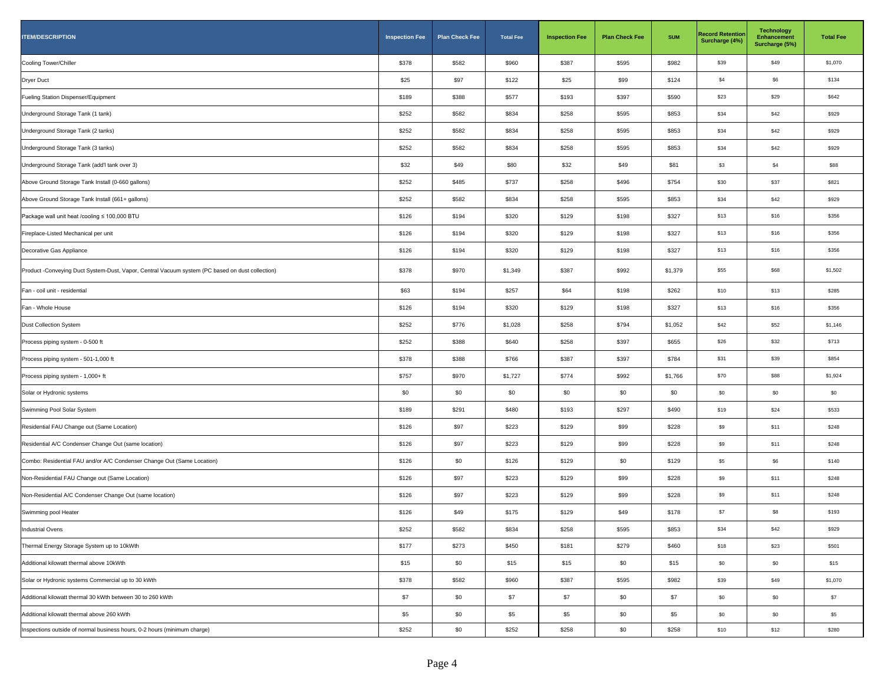| ITEM/DESCRIPTION | Inspection Fee | Plan Check Fee | Total Fee | Inspection Fee | Plan Check Fee | SUM | Record Retention Surcharge (4%) | Technology Enhancement Surcharge (5%) | Total Fee |
|---|---|---|---|---|---|---|---|---|---|
| Cooling Tower/Chiller | $378 | $582 | $960 | $387 | $595 | $982 | $39 | $49 | $1,070 |
| Dryer Duct | $25 | $97 | $122 | $25 | $99 | $124 | $4 | $6 | $134 |
| Fueling Station Dispenser/Equipment | $189 | $388 | $577 | $193 | $397 | $590 | $23 | $29 | $642 |
| Underground Storage Tank (1 tank) | $252 | $582 | $834 | $258 | $595 | $853 | $34 | $42 | $929 |
| Underground Storage Tank (2 tanks) | $252 | $582 | $834 | $258 | $595 | $853 | $34 | $42 | $929 |
| Underground Storage Tank (3 tanks) | $252 | $582 | $834 | $258 | $595 | $853 | $34 | $42 | $929 |
| Underground Storage Tank (add'l tank over 3) | $32 | $49 | $80 | $32 | $49 | $81 | $3 | $4 | $88 |
| Above Ground Storage Tank Install (0-660 gallons) | $252 | $485 | $737 | $258 | $496 | $754 | $30 | $37 | $821 |
| Above Ground Storage Tank Install (661+ gallons) | $252 | $582 | $834 | $258 | $595 | $853 | $34 | $42 | $929 |
| Package wall unit heat /cooling ≤ 100,000 BTU | $126 | $194 | $320 | $129 | $198 | $327 | $13 | $16 | $356 |
| Fireplace-Listed Mechanical per unit | $126 | $194 | $320 | $129 | $198 | $327 | $13 | $16 | $356 |
| Decorative Gas Appliance | $126 | $194 | $320 | $129 | $198 | $327 | $13 | $16 | $356 |
| Product -Conveying Duct System-Dust, Vapor, Central Vacuum system (PC based on dust collection) | $378 | $970 | $1,349 | $387 | $992 | $1,379 | $55 | $68 | $1,502 |
| Fan - coil unit - residential | $63 | $194 | $257 | $64 | $198 | $262 | $10 | $13 | $285 |
| Fan - Whole House | $126 | $194 | $320 | $129 | $198 | $327 | $13 | $16 | $356 |
| Dust Collection System | $252 | $776 | $1,028 | $258 | $794 | $1,052 | $42 | $52 | $1,146 |
| Process piping system - 0-500 ft | $252 | $388 | $640 | $258 | $397 | $655 | $26 | $32 | $713 |
| Process piping system - 501-1,000 ft | $378 | $388 | $766 | $387 | $397 | $784 | $31 | $39 | $854 |
| Process piping system - 1,000+ ft | $757 | $970 | $1,727 | $774 | $992 | $1,766 | $70 | $88 | $1,924 |
| Solar or Hydronic systems | $0 | $0 | $0 | $0 | $0 | $0 | $0 | $0 | $0 |
| Swimming Pool Solar System | $189 | $291 | $480 | $193 | $297 | $490 | $19 | $24 | $533 |
| Residential FAU Change out (Same Location) | $126 | $97 | $223 | $129 | $99 | $228 | $9 | $11 | $248 |
| Residential A/C Condenser Change Out (same location) | $126 | $97 | $223 | $129 | $99 | $228 | $9 | $11 | $248 |
| Combo: Residential FAU and/or A/C Condenser Change Out (Same Location) | $126 | $0 | $126 | $129 | $0 | $129 | $5 | $6 | $140 |
| Non-Residential FAU Change out (Same Location) | $126 | $97 | $223 | $129 | $99 | $228 | $9 | $11 | $248 |
| Non-Residential A/C Condenser Change Out (same location) | $126 | $97 | $223 | $129 | $99 | $228 | $9 | $11 | $248 |
| Swimming pool Heater | $126 | $49 | $175 | $129 | $49 | $178 | $7 | $8 | $193 |
| Industrial Ovens | $252 | $582 | $834 | $258 | $595 | $853 | $34 | $42 | $929 |
| Thermal Energy Storage System up to 10kWth | $177 | $273 | $450 | $181 | $279 | $460 | $18 | $23 | $501 |
| Additional kilowatt thermal above 10kWth | $15 | $0 | $15 | $15 | $0 | $15 | $0 | $0 | $15 |
| Solar or Hydronic systems Commercial up to 30 kWth | $378 | $582 | $960 | $387 | $595 | $982 | $39 | $49 | $1,070 |
| Additional kilowatt thermal 30 kWth between 30 to 260 kWth | $7 | $0 | $7 | $7 | $0 | $7 | $0 | $0 | $7 |
| Additional kilowatt thermal above 260 kWth | $5 | $0 | $5 | $5 | $0 | $5 | $0 | $0 | $5 |
| Inspections outside of normal business hours, 0-2 hours (minimum charge) | $252 | $0 | $252 | $258 | $0 | $258 | $10 | $12 | $280 |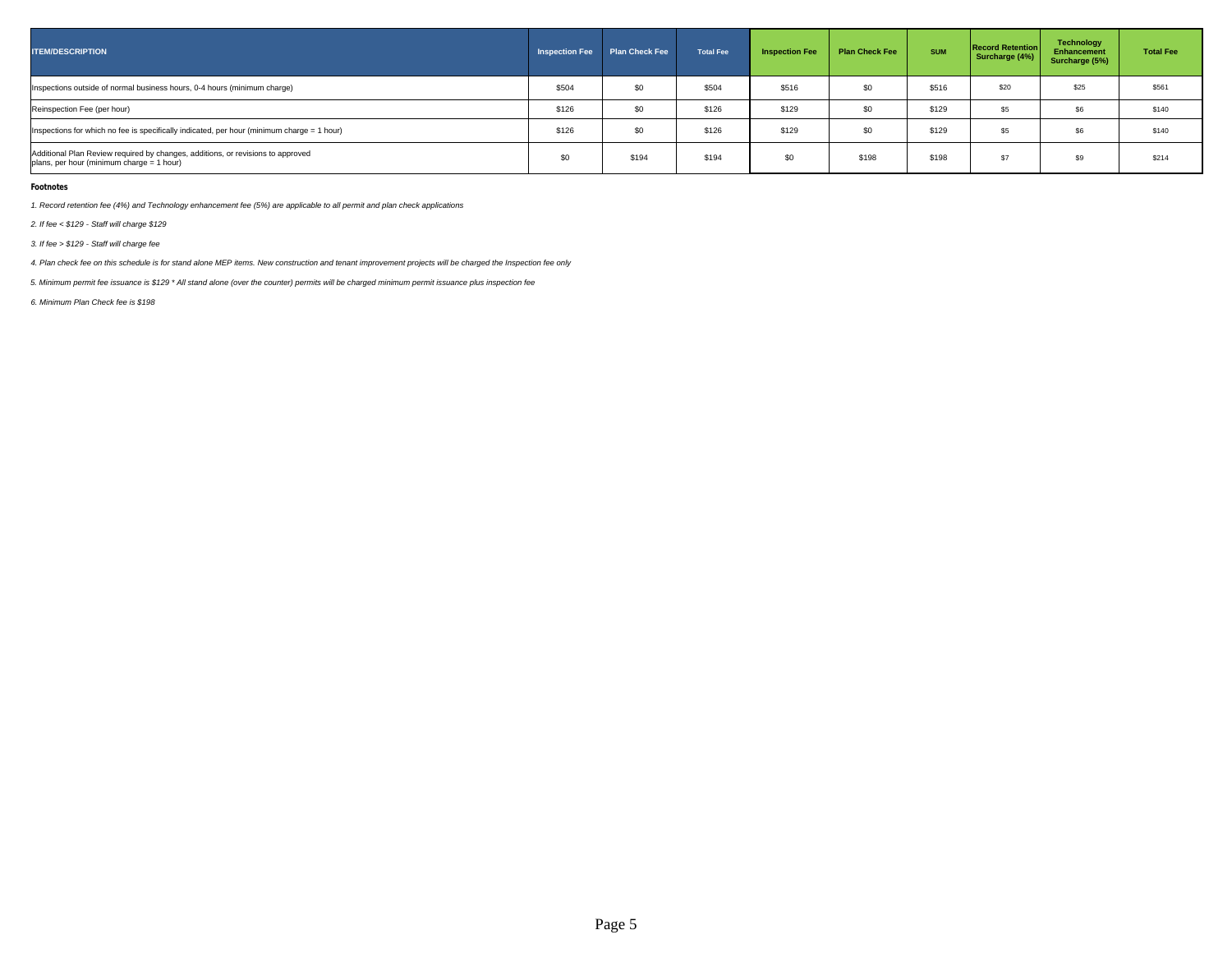| ITEM/DESCRIPTION | Inspection Fee | Plan Check Fee | Total Fee | Inspection Fee | Plan Check Fee | SUM | Record Retention Surcharge (4%) | Technology Enhancement Surcharge (5%) | Total Fee |
|---|---|---|---|---|---|---|---|---|---|
| Inspections outside of normal business hours, 0-4 hours (minimum charge) | $504 | $0 | $504 | $516 | $0 | $516 | $20 | $25 | $561 |
| Reinspection Fee (per hour) | $126 | $0 | $126 | $129 | $0 | $129 | $5 | $6 | $140 |
| Inspections for which no fee is specifically indicated, per hour (minimum charge = 1 hour) | $126 | $0 | $126 | $129 | $0 | $129 | $5 | $6 | $140 |
| Additional Plan Review required by changes, additions, or revisions to approved plans, per hour (minimum charge = 1 hour) | $0 | $194 | $194 | $0 | $198 | $198 | $7 | $9 | $214 |

**Footnotes**

*1. Record retention fee (4%) and Technology enhancement fee (5%) are applicable to all permit and plan check applications*

*2. If fee < $129 - Staff will charge $129*

*3. If fee > $129 - Staff will charge fee*

*4. Plan check fee on this schedule is for stand alone MEP items. New construction and tenant improvement projects will be charged the Inspection fee only*

*5. Minimum permit fee issuance is $129 * All stand alone (over the counter) permits will be charged minimum permit issuance plus inspection fee*

*6. Minimum Plan Check fee is $198*